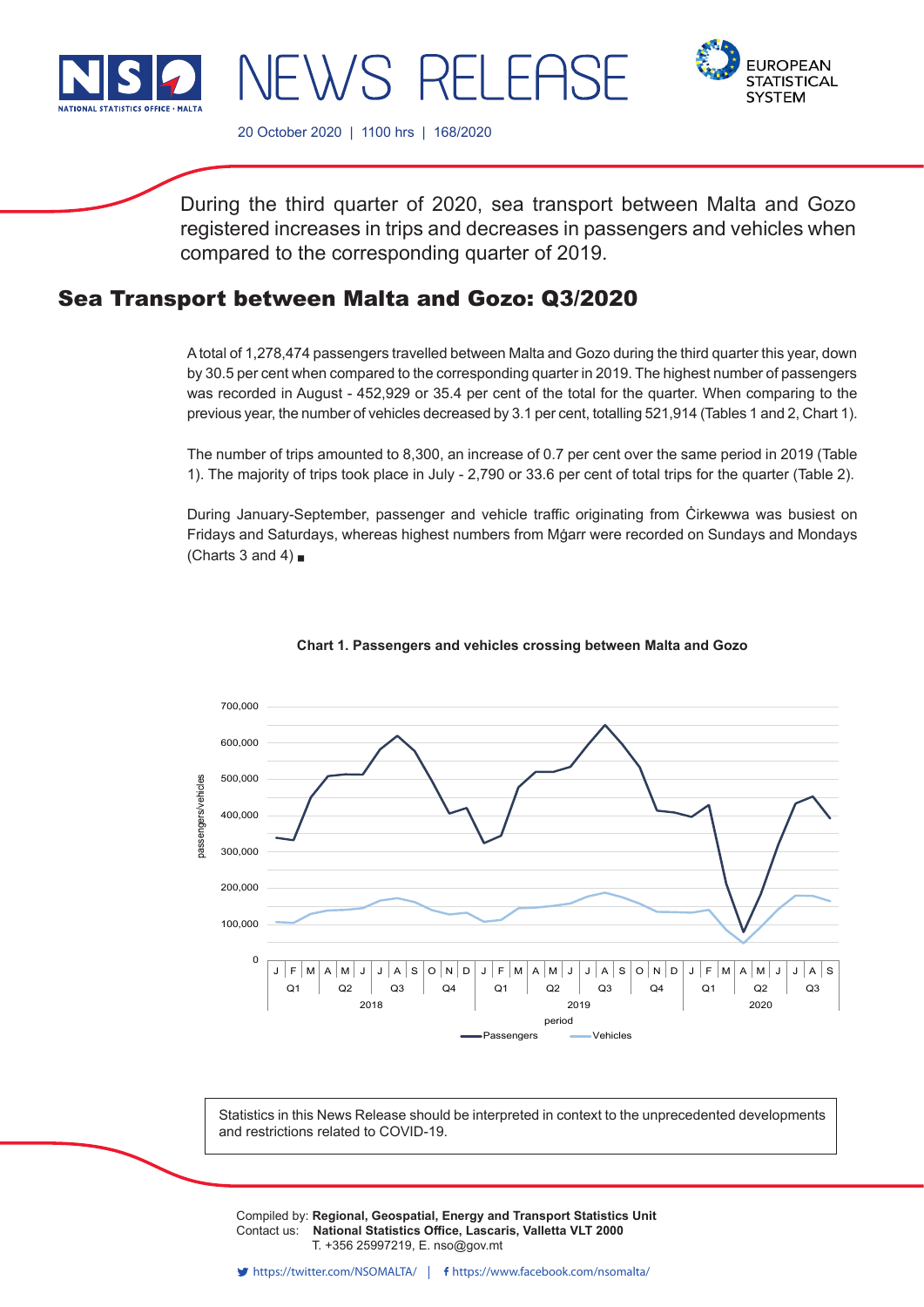NEWS RELEASE

20 October 2020 | 1100 hrs | 168/2020

During the third quarter of 2020, sea transport between Malta and Gozo registered increases in trips and decreases in passengers and vehicles when compared to the corresponding quarter of 2019.

# Sea Transport between Malta and Gozo: Q3/2020

A total of 1,278,474 passengers travelled between Malta and Gozo during the third quarter this year, down by 30.5 per cent when compared to the corresponding quarter in 2019. The highest number of passengers was recorded in August - 452,929 or 35.4 per cent of the total for the quarter. When comparing to the previous year, the number of vehicles decreased by 3.1 per cent, totalling 521,914 (Tables 1 and 2, Chart 1).

The number of trips amounted to 8,300, an increase of 0.7 per cent over the same period in 2019 (Table 1). The majority of trips took place in July - 2,790 or 33.6 per cent of total trips for the quarter (Table 2).

During January-September, passenger and vehicle traffic originating from Ċirkewwa was busiest on Fridays and Saturdays, whereas highest numbers from Mġarr were recorded on Sundays and Mondays (Charts 3 and 4) ■

**Chart 1. Passengers and vehicles crossing between Malta and Gozo**

Statistics in this News Release should be interpreted in context to the unprecedented developments and restrictions related to COVID-19.

Compiled by: **Regional, Geospatial, Energy and Transport Statistics Unit**
Contact us: **National Statistics Office, Lascaris, Valletta VLT 2000**
T. +356 25997219, E. nso@gov.mt

https://twitter.com/NSOMALTA/ | https://www.facebook.com/nsomalta/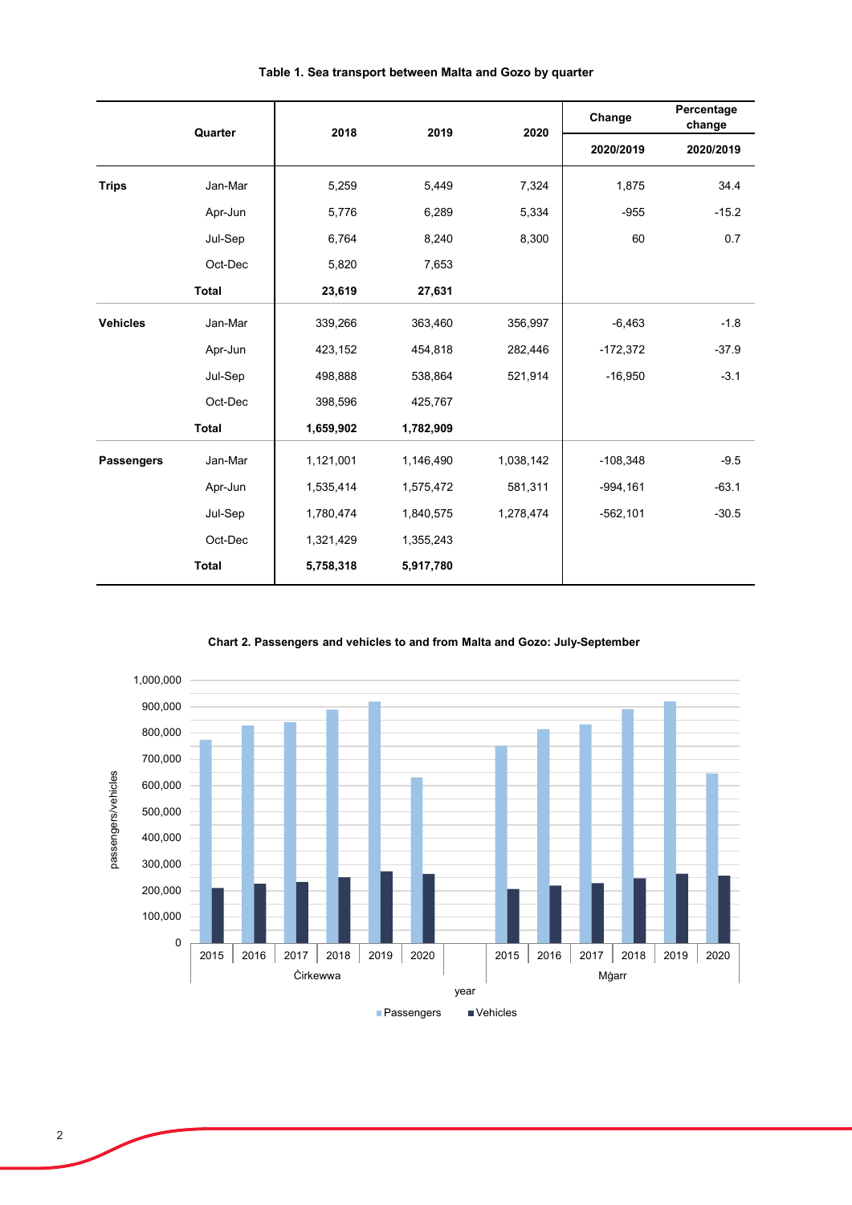**Table 1. Sea transport between Malta and Gozo by quarter**

| | Quarter | 2018 | 2019 | 2020 | Change 2020/2019 | Percentage change 2020/2019 |
|---|---|---|---|---|---|---|
| **Trips** | Jan-Mar | 5,259 | 5,449 | 7,324 | 1,875 | 34.4 |
| | Apr-Jun | 5,776 | 6,289 | 5,334 | -955 | -15.2 |
| | Jul-Sep | 6,764 | 8,240 | 8,300 | 60 | 0.7 |
| | Oct-Dec | 5,820 | 7,653 | | | |
| | **Total** | **23,619** | **27,631** | | | |
| **Vehicles** | Jan-Mar | 339,266 | 363,460 | 356,997 | -6,463 | -1.8 |
| | Apr-Jun | 423,152 | 454,818 | 282,446 | -172,372 | -37.9 |
| | Jul-Sep | 498,888 | 538,864 | 521,914 | -16,950 | -3.1 |
| | Oct-Dec | 398,596 | 425,767 | | | |
| | **Total** | **1,659,902** | **1,782,909** | | | |
| **Passengers** | Jan-Mar | 1,121,001 | 1,146,490 | 1,038,142 | -108,348 | -9.5 |
| | Apr-Jun | 1,535,414 | 1,575,472 | 581,311 | -994,161 | -63.1 |
| | Jul-Sep | 1,780,474 | 1,840,575 | 1,278,474 | -562,101 | -30.5 |
| | Oct-Dec | 1,321,429 | 1,355,243 | | | |
| | **Total** | **5,758,318** | **5,917,780** | | | |

**Chart 2. Passengers and vehicles to and from Malta and Gozo: July-September**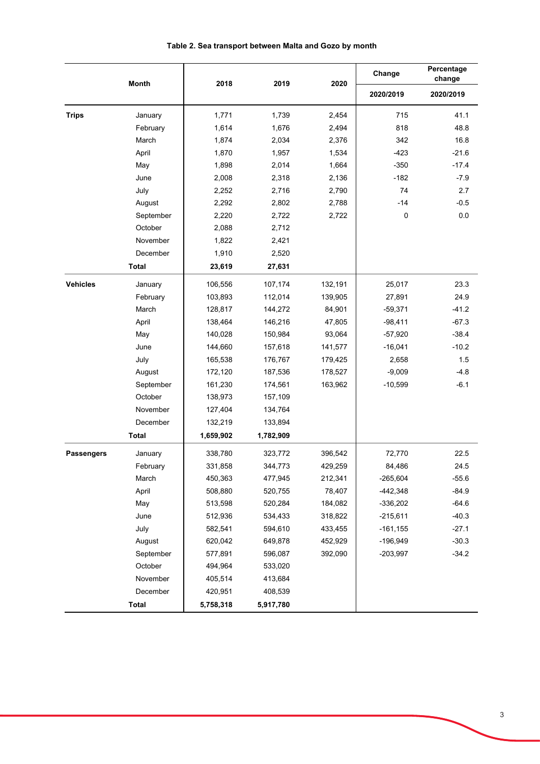**Table 2. Sea transport between Malta and Gozo by month**

| | Month | 2018 | 2019 | 2020 | Change | Percentage change |
|---|---|---|---|---|---|---|
| | | | | | 2020/2019 | 2020/2019 |
| **Trips** | January | 1,771 | 1,739 | 2,454 | 715 | 41.1 |
| | February | 1,614 | 1,676 | 2,494 | 818 | 48.8 |
| | March | 1,874 | 2,034 | 2,376 | 342 | 16.8 |
| | April | 1,870 | 1,957 | 1,534 | -423 | -21.6 |
| | May | 1,898 | 2,014 | 1,664 | -350 | -17.4 |
| | June | 2,008 | 2,318 | 2,136 | -182 | -7.9 |
| | July | 2,252 | 2,716 | 2,790 | 74 | 2.7 |
| | August | 2,292 | 2,802 | 2,788 | -14 | -0.5 |
| | September | 2,220 | 2,722 | 2,722 | 0 | 0.0 |
| | October | 2,088 | 2,712 | | | |
| | November | 1,822 | 2,421 | | | |
| | December | 1,910 | 2,520 | | | |
| | **Total** | **23,619** | **27,631** | | | |
| **Vehicles** | January | 106,556 | 107,174 | 132,191 | 25,017 | 23.3 |
| | February | 103,893 | 112,014 | 139,905 | 27,891 | 24.9 |
| | March | 128,817 | 144,272 | 84,901 | -59,371 | -41.2 |
| | April | 138,464 | 146,216 | 47,805 | -98,411 | -67.3 |
| | May | 140,028 | 150,984 | 93,064 | -57,920 | -38.4 |
| | June | 144,660 | 157,618 | 141,577 | -16,041 | -10.2 |
| | July | 165,538 | 176,767 | 179,425 | 2,658 | 1.5 |
| | August | 172,120 | 187,536 | 178,527 | -9,009 | -4.8 |
| | September | 161,230 | 174,561 | 163,962 | -10,599 | -6.1 |
| | October | 138,973 | 157,109 | | | |
| | November | 127,404 | 134,764 | | | |
| | December | 132,219 | 133,894 | | | |
| | **Total** | **1,659,902** | **1,782,909** | | | |
| **Passengers** | January | 338,780 | 323,772 | 396,542 | 72,770 | 22.5 |
| | February | 331,858 | 344,773 | 429,259 | 84,486 | 24.5 |
| | March | 450,363 | 477,945 | 212,341 | -265,604 | -55.6 |
| | April | 508,880 | 520,755 | 78,407 | -442,348 | -84.9 |
| | May | 513,598 | 520,284 | 184,082 | -336,202 | -64.6 |
| | June | 512,936 | 534,433 | 318,822 | -215,611 | -40.3 |
| | July | 582,541 | 594,610 | 433,455 | -161,155 | -27.1 |
| | August | 620,042 | 649,878 | 452,929 | -196,949 | -30.3 |
| | September | 577,891 | 596,087 | 392,090 | -203,997 | -34.2 |
| | October | 494,964 | 533,020 | | | |
| | November | 405,514 | 413,684 | | | |
| | December | 420,951 | 408,539 | | | |
| | **Total** | **5,758,318** | **5,917,780** | | | |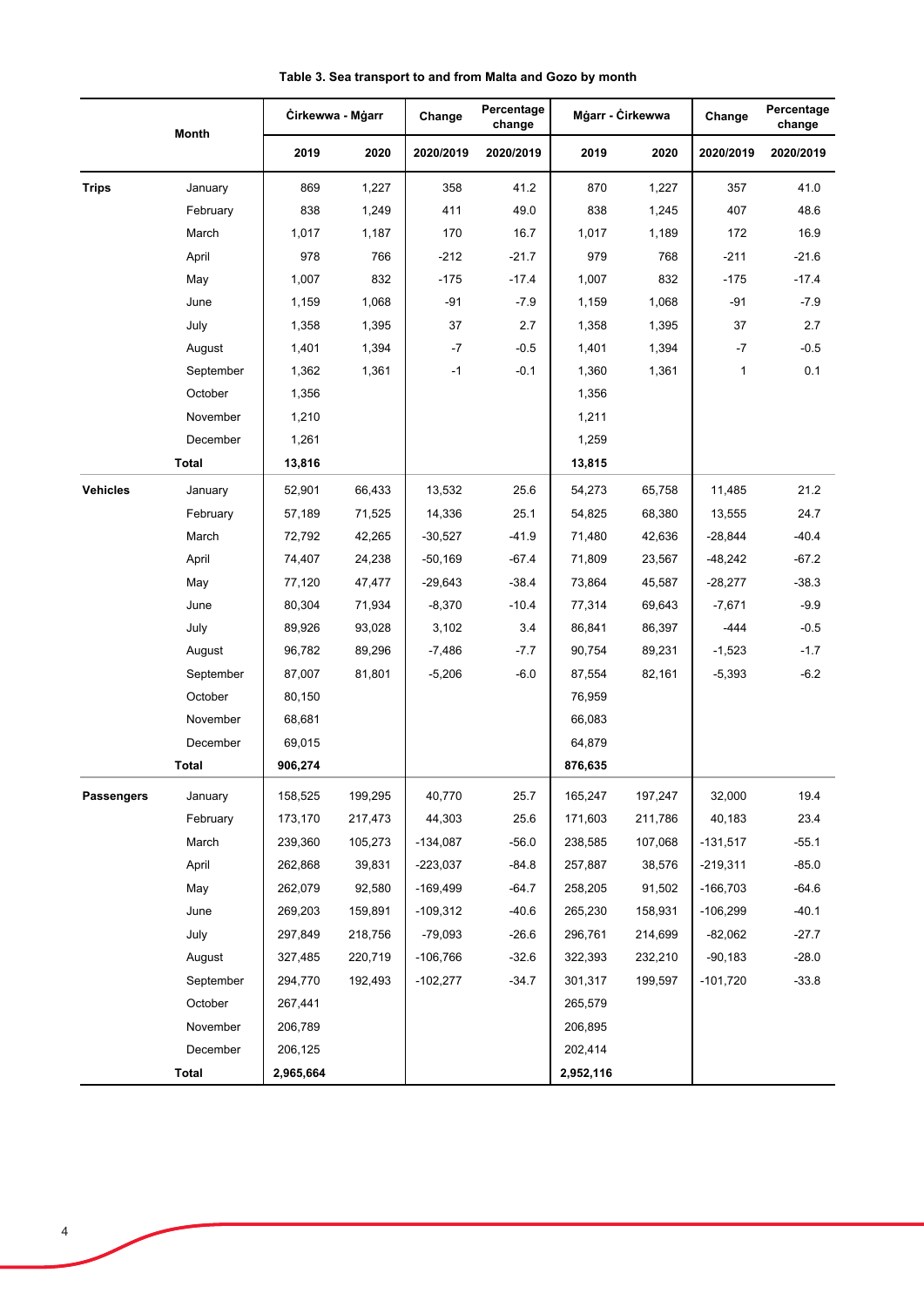**Table 3. Sea transport to and from Malta and Gozo by month**

| Month | | Ċirkewwa - Mġarr | | Change | Percentage change | Mġarr - Ċirkewwa | | Change | Percentage change |
|---|---|---|---|---|---|---|---|---|---|
| | | 2019 | 2020 | 2020/2019 | 2020/2019 | 2019 | 2020 | 2020/2019 | 2020/2019 |
| **Trips** | January | 869 | 1,227 | 358 | 41.2 | 870 | 1,227 | 357 | 41.0 |
| | February | 838 | 1,249 | 411 | 49.0 | 838 | 1,245 | 407 | 48.6 |
| | March | 1,017 | 1,187 | 170 | 16.7 | 1,017 | 1,189 | 172 | 16.9 |
| | April | 978 | 766 | -212 | -21.7 | 979 | 768 | -211 | -21.6 |
| | May | 1,007 | 832 | -175 | -17.4 | 1,007 | 832 | -175 | -17.4 |
| | June | 1,159 | 1,068 | -91 | -7.9 | 1,159 | 1,068 | -91 | -7.9 |
| | July | 1,358 | 1,395 | 37 | 2.7 | 1,358 | 1,395 | 37 | 2.7 |
| | August | 1,401 | 1,394 | -7 | -0.5 | 1,401 | 1,394 | -7 | -0.5 |
| | September | 1,362 | 1,361 | -1 | -0.1 | 1,360 | 1,361 | 1 | 0.1 |
| | October | 1,356 | | | | 1,356 | | | |
| | November | 1,210 | | | | 1,211 | | | |
| | December | 1,261 | | | | 1,259 | | | |
| | **Total** | **13,816** | | | | **13,815** | | | |
| **Vehicles** | January | 52,901 | 66,433 | 13,532 | 25.6 | 54,273 | 65,758 | 11,485 | 21.2 |
| | February | 57,189 | 71,525 | 14,336 | 25.1 | 54,825 | 68,380 | 13,555 | 24.7 |
| | March | 72,792 | 42,265 | -30,527 | -41.9 | 71,480 | 42,636 | -28,844 | -40.4 |
| | April | 74,407 | 24,238 | -50,169 | -67.4 | 71,809 | 23,567 | -48,242 | -67.2 |
| | May | 77,120 | 47,477 | -29,643 | -38.4 | 73,864 | 45,587 | -28,277 | -38.3 |
| | June | 80,304 | 71,934 | -8,370 | -10.4 | 77,314 | 69,643 | -7,671 | -9.9 |
| | July | 89,926 | 93,028 | 3,102 | 3.4 | 86,841 | 86,397 | -444 | -0.5 |
| | August | 96,782 | 89,296 | -7,486 | -7.7 | 90,754 | 89,231 | -1,523 | -1.7 |
| | September | 87,007 | 81,801 | -5,206 | -6.0 | 87,554 | 82,161 | -5,393 | -6.2 |
| | October | 80,150 | | | | 76,959 | | | |
| | November | 68,681 | | | | 66,083 | | | |
| | December | 69,015 | | | | 64,879 | | | |
| | **Total** | **906,274** | | | | **876,635** | | | |
| **Passengers** | January | 158,525 | 199,295 | 40,770 | 25.7 | 165,247 | 197,247 | 32,000 | 19.4 |
| | February | 173,170 | 217,473 | 44,303 | 25.6 | 171,603 | 211,786 | 40,183 | 23.4 |
| | March | 239,360 | 105,273 | -134,087 | -56.0 | 238,585 | 107,068 | -131,517 | -55.1 |
| | April | 262,868 | 39,831 | -223,037 | -84.8 | 257,887 | 38,576 | -219,311 | -85.0 |
| | May | 262,079 | 92,580 | -169,499 | -64.7 | 258,205 | 91,502 | -166,703 | -64.6 |
| | June | 269,203 | 159,891 | -109,312 | -40.6 | 265,230 | 158,931 | -106,299 | -40.1 |
| | July | 297,849 | 218,756 | -79,093 | -26.6 | 296,761 | 214,699 | -82,062 | -27.7 |
| | August | 327,485 | 220,719 | -106,766 | -32.6 | 322,393 | 232,210 | -90,183 | -28.0 |
| | September | 294,770 | 192,493 | -102,277 | -34.7 | 301,317 | 199,597 | -101,720 | -33.8 |
| | October | 267,441 | | | | 265,579 | | | |
| | November | 206,789 | | | | 206,895 | | | |
| | December | 206,125 | | | | 202,414 | | | |
| | **Total** | **2,965,664** | | | | **2,952,116** | | | |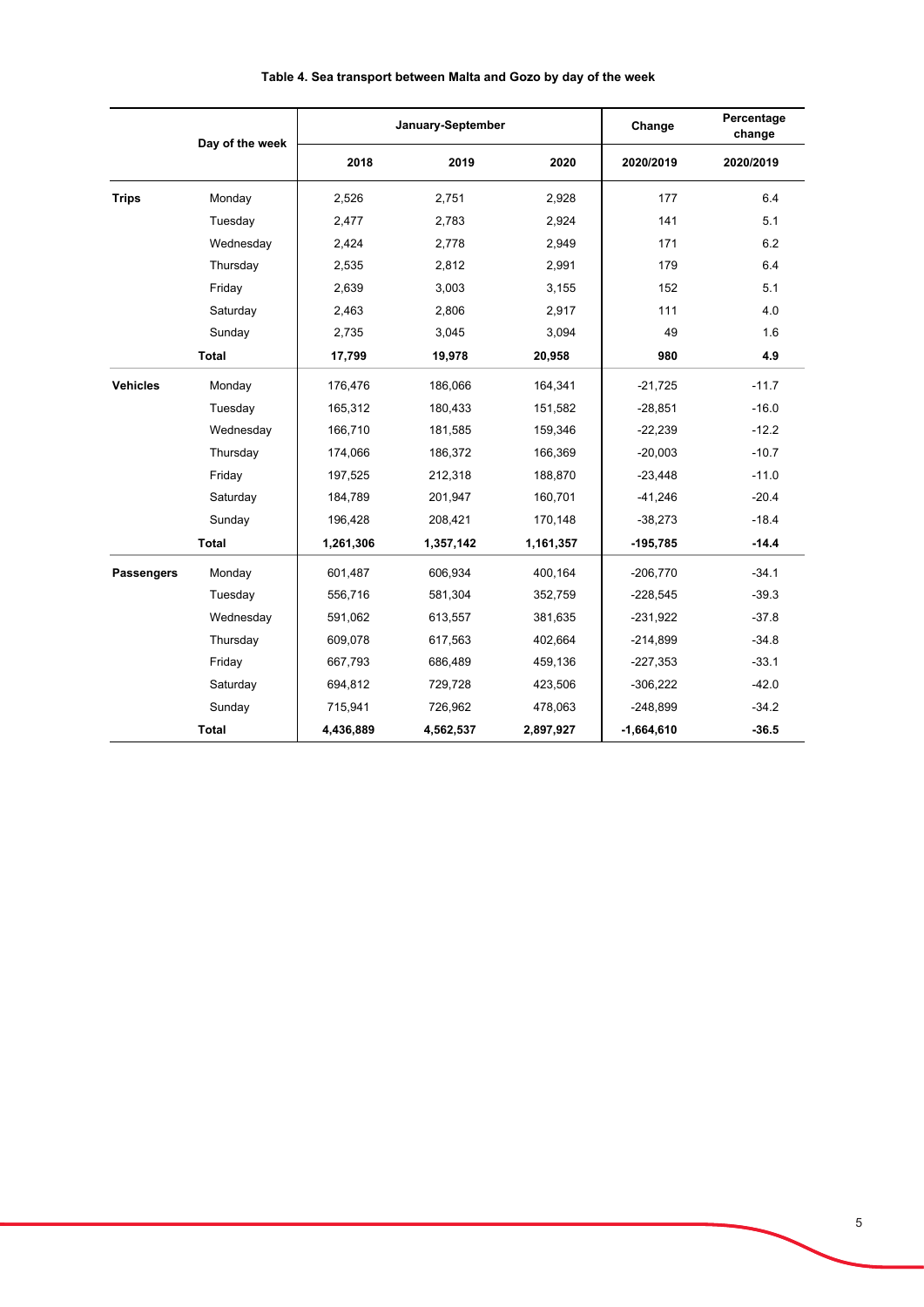**Table 4. Sea transport between Malta and Gozo by day of the week**

| | Day of the week | January-September | | | Change | Percentage change |
|---|---|---|---|---|---|---|
| | | 2018 | 2019 | 2020 | 2020/2019 | 2020/2019 |
| **Trips** | Monday | 2,526 | 2,751 | 2,928 | 177 | 6.4 |
| | Tuesday | 2,477 | 2,783 | 2,924 | 141 | 5.1 |
| | Wednesday | 2,424 | 2,778 | 2,949 | 171 | 6.2 |
| | Thursday | 2,535 | 2,812 | 2,991 | 179 | 6.4 |
| | Friday | 2,639 | 3,003 | 3,155 | 152 | 5.1 |
| | Saturday | 2,463 | 2,806 | 2,917 | 111 | 4.0 |
| | Sunday | 2,735 | 3,045 | 3,094 | 49 | 1.6 |
| | **Total** | **17,799** | **19,978** | **20,958** | **980** | **4.9** |
| **Vehicles** | Monday | 176,476 | 186,066 | 164,341 | -21,725 | -11.7 |
| | Tuesday | 165,312 | 180,433 | 151,582 | -28,851 | -16.0 |
| | Wednesday | 166,710 | 181,585 | 159,346 | -22,239 | -12.2 |
| | Thursday | 174,066 | 186,372 | 166,369 | -20,003 | -10.7 |
| | Friday | 197,525 | 212,318 | 188,870 | -23,448 | -11.0 |
| | Saturday | 184,789 | 201,947 | 160,701 | -41,246 | -20.4 |
| | Sunday | 196,428 | 208,421 | 170,148 | -38,273 | -18.4 |
| | **Total** | **1,261,306** | **1,357,142** | **1,161,357** | **-195,785** | **-14.4** |
| **Passengers** | Monday | 601,487 | 606,934 | 400,164 | -206,770 | -34.1 |
| | Tuesday | 556,716 | 581,304 | 352,759 | -228,545 | -39.3 |
| | Wednesday | 591,062 | 613,557 | 381,635 | -231,922 | -37.8 |
| | Thursday | 609,078 | 617,563 | 402,664 | -214,899 | -34.8 |
| | Friday | 667,793 | 686,489 | 459,136 | -227,353 | -33.1 |
| | Saturday | 694,812 | 729,728 | 423,506 | -306,222 | -42.0 |
| | Sunday | 715,941 | 726,962 | 478,063 | -248,899 | -34.2 |
| | **Total** | **4,436,889** | **4,562,537** | **2,897,927** | **-1,664,610** | **-36.5** |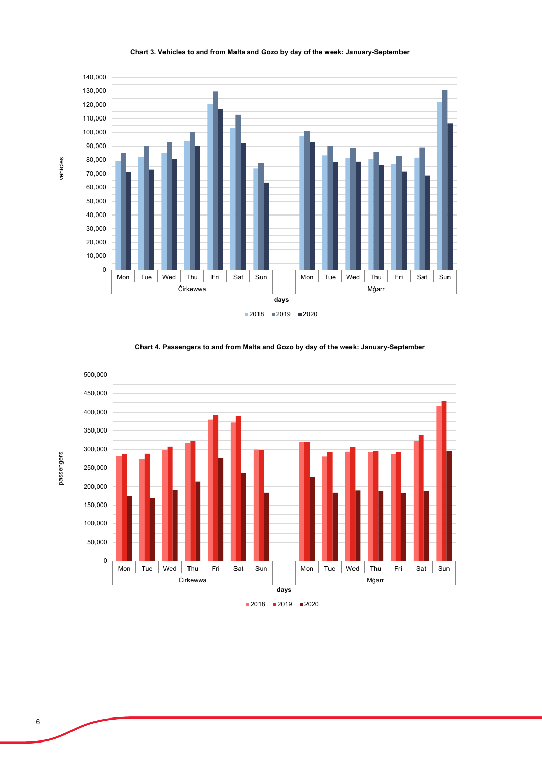**Chart 3. Vehicles to and from Malta and Gozo by day of the week: January-September**

**Chart 4. Passengers to and from Malta and Gozo by day of the week: January-September**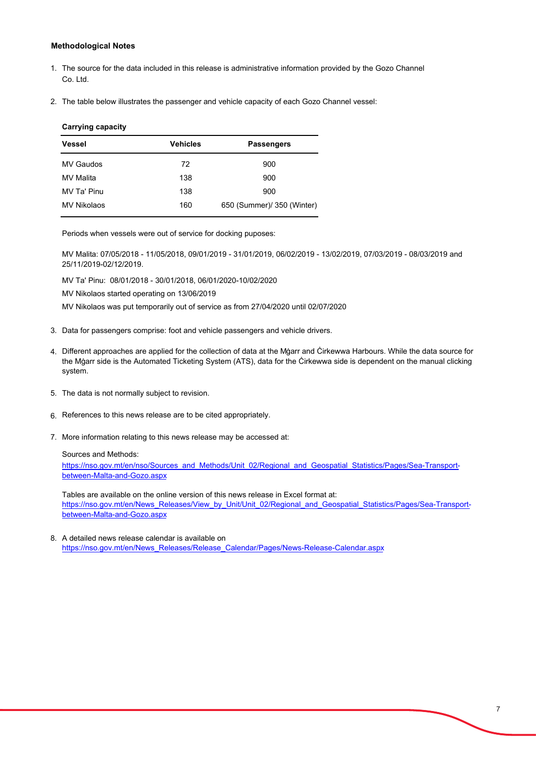**Methodological Notes**

1. The source for the data included in this release is administrative information provided by the Gozo Channel Co. Ltd.

2. The table below illustrates the passenger and vehicle capacity of each Gozo Channel vessel:

   **Carrying capacity**

   | Vessel | Vehicles | Passengers |
   |---|---|---|
   | MV Gaudos | 72 | 900 |
   | MV Malita | 138 | 900 |
   | MV Ta' Pinu | 138 | 900 |
   | MV Nikolaos | 160 | 650 (Summer)/ 350 (Winter) |

   Periods when vessels were out of service for docking puposes:

   MV Malita: 07/05/2018 - 11/05/2018, 09/01/2019 - 31/01/2019, 06/02/2019 - 13/02/2019, 07/03/2019 - 08/03/2019 and 25/11/2019-02/12/2019.

   MV Ta' Pinu: 08/01/2018 - 30/01/2018, 06/01/2020-10/02/2020

   MV Nikolaos started operating on 13/06/2019

   MV Nikolaos was put temporarily out of service as from 27/04/2020 until 02/07/2020

3. Data for passengers comprise: foot and vehicle passengers and vehicle drivers.

4. Different approaches are applied for the collection of data at the Mġarr and Ċirkewwa Harbours. While the data source for the Mġarr side is the Automated Ticketing System (ATS), data for the Ċirkewwa side is dependent on the manual clicking system.

5. The data is not normally subject to revision.

6. References to this news release are to be cited appropriately.

7. More information relating to this news release may be accessed at:

   Sources and Methods:
   https://nso.gov.mt/en/nso/Sources_and_Methods/Unit_02/Regional_and_Geospatial_Statistics/Pages/Sea-Transport-between-Malta-and-Gozo.aspx

   Tables are available on the online version of this news release in Excel format at:
   https://nso.gov.mt/en/News_Releases/View_by_Unit/Unit_02/Regional_and_Geospatial_Statistics/Pages/Sea-Transport-between-Malta-and-Gozo.aspx

8. A detailed news release calendar is available on
   https://nso.gov.mt/en/News_Releases/Release_Calendar/Pages/News-Release-Calendar.aspx